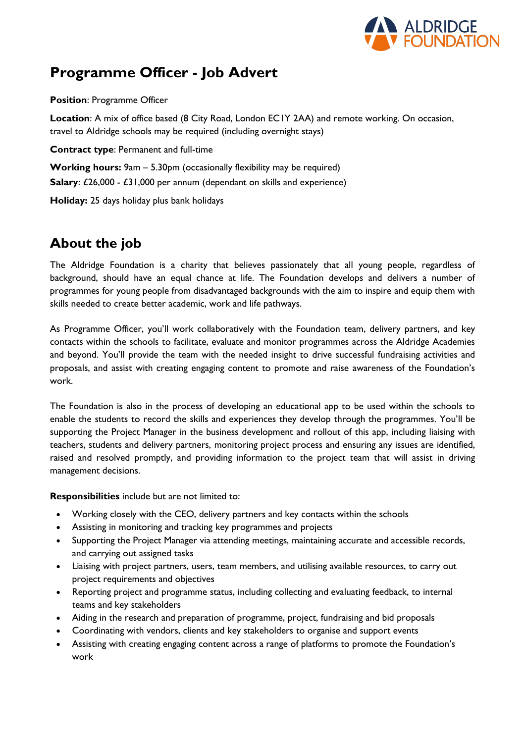# Programme Officer - Job Advert

**Position**: Programme Officer

**Location**: A mix of office based (8 City Road, London EC1Y 2AA) and remote working. On occasion, travel to Aldridge schools may be required (including overnight stays)

**Contract type**: Permanent and full-time

**Working hours:** 9am – 5.30pm (occasionally flexibility may be required)

**Salary**: £26,000 - £31,000 per annum (dependant on skills and experience)

**Holiday:** 25 days holiday plus bank holidays

## About the job

The Aldridge Foundation is a charity that believes passionately that all young people, regardless of background, should have an equal chance at life. The Foundation develops and delivers a number of programmes for young people from disadvantaged backgrounds with the aim to inspire and equip them with skills needed to create better academic, work and life pathways.

As Programme Officer, you'll work collaboratively with the Foundation team, delivery partners, and key contacts within the schools to facilitate, evaluate and monitor programmes across the Aldridge Academies and beyond. You'll provide the team with the needed insight to drive successful fundraising activities and proposals, and assist with creating engaging content to promote and raise awareness of the Foundation's work.

The Foundation is also in the process of developing an educational app to be used within the schools to enable the students to record the skills and experiences they develop through the programmes. You'll be supporting the Project Manager in the business development and rollout of this app, including liaising with teachers, students and delivery partners, monitoring project process and ensuring any issues are identified, raised and resolved promptly, and providing information to the project team that will assist in driving management decisions.

**Responsibilities** include but are not limited to:

- Working closely with the CEO, delivery partners and key contacts within the schools
- Assisting in monitoring and tracking key programmes and projects
- Supporting the Project Manager via attending meetings, maintaining accurate and accessible records, and carrying out assigned tasks
- Liaising with project partners, users, team members, and utilising available resources, to carry out project requirements and objectives
- Reporting project and programme status, including collecting and evaluating feedback, to internal teams and key stakeholders
- Aiding in the research and preparation of programme, project, fundraising and bid proposals
- Coordinating with vendors, clients and key stakeholders to organise and support events
- Assisting with creating engaging content across a range of platforms to promote the Foundation's work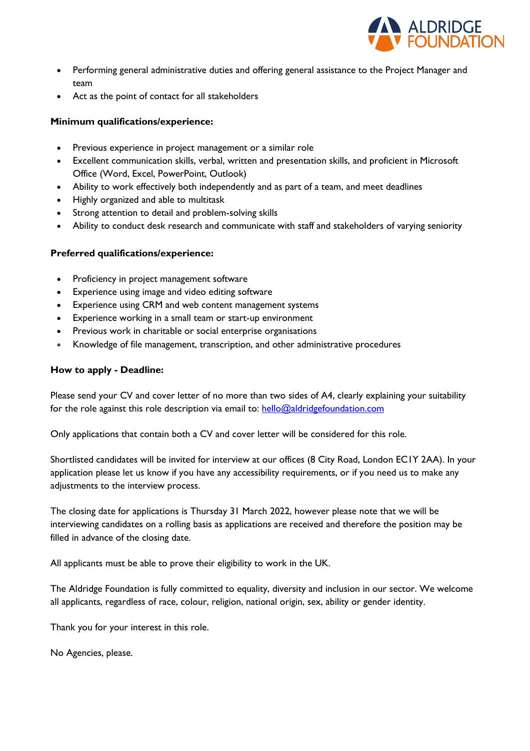- Performing general administrative duties and offering general assistance to the Project Manager and team
- Act as the point of contact for all stakeholders

**Minimum qualifications/experience:**

- Previous experience in project management or a similar role
- Excellent communication skills, verbal, written and presentation skills, and proficient in Microsoft Office (Word, Excel, PowerPoint, Outlook)
- Ability to work effectively both independently and as part of a team, and meet deadlines
- Highly organized and able to multitask
- Strong attention to detail and problem-solving skills
- Ability to conduct desk research and communicate with staff and stakeholders of varying seniority

**Preferred qualifications/experience:**

- Proficiency in project management software
- Experience using image and video editing software
- Experience using CRM and web content management systems
- Experience working in a small team or start-up environment
- Previous work in charitable or social enterprise organisations
- Knowledge of file management, transcription, and other administrative procedures

**How to apply - Deadline:**

Please send your CV and cover letter of no more than two sides of A4, clearly explaining your suitability for the role against this role description via email to: hello@aldridgefoundation.com

Only applications that contain both a CV and cover letter will be considered for this role.

Shortlisted candidates will be invited for interview at our offices (8 City Road, London EC1Y 2AA). In your application please let us know if you have any accessibility requirements, or if you need us to make any adjustments to the interview process.

The closing date for applications is Thursday 31 March 2022, however please note that we will be interviewing candidates on a rolling basis as applications are received and therefore the position may be filled in advance of the closing date.

All applicants must be able to prove their eligibility to work in the UK.

The Aldridge Foundation is fully committed to equality, diversity and inclusion in our sector. We welcome all applicants, regardless of race, colour, religion, national origin, sex, ability or gender identity.

Thank you for your interest in this role.

No Agencies, please.